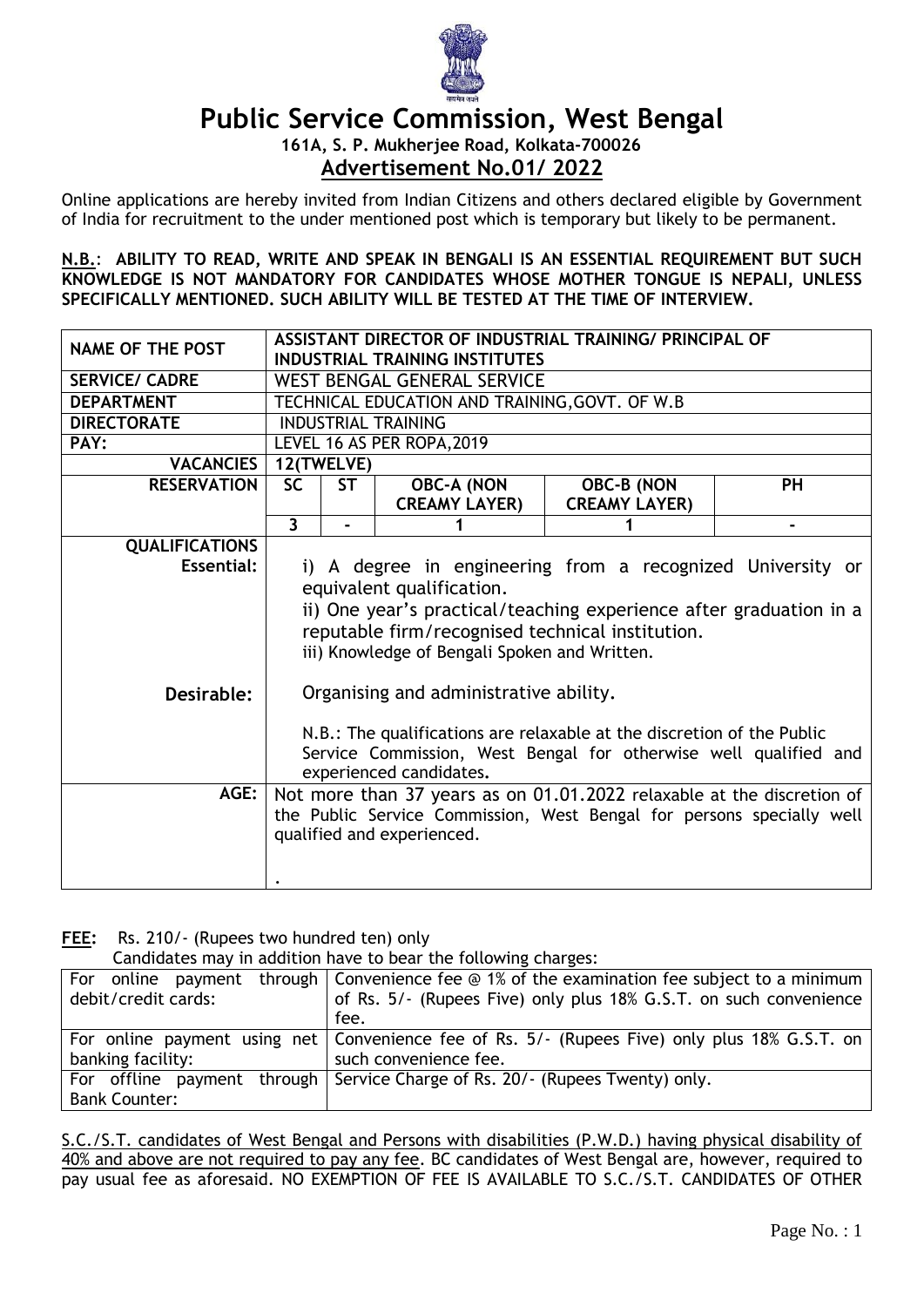# Public Service Commission, West Bengal

**161A, S. P. Mukherjee Road, Kolkata-700026**

## Advertisement No.01/ 2022

Online applications are hereby invited from Indian Citizens and others declared eligible by Government of India for recruitment to the under mentioned post which is temporary but likely to be permanent.

**N.B.: ABILITY TO READ, WRITE AND SPEAK IN BENGALI IS AN ESSENTIAL REQUIREMENT BUT SUCH KNOWLEDGE IS NOT MANDATORY FOR CANDIDATES WHOSE MOTHER TONGUE IS NEPALI, UNLESS SPECIFICALLY MENTIONED. SUCH ABILITY WILL BE TESTED AT THE TIME OF INTERVIEW.**

| **NAME OF THE POST** | **ASSISTANT DIRECTOR OF INDUSTRIAL TRAINING/ PRINCIPAL OF INDUSTRIAL TRAINING INSTITUTES** | | | | |
|---|---|---|---|---|---|
| **SERVICE/ CADRE** | WEST BENGAL GENERAL SERVICE | | | | |
| **DEPARTMENT** | TECHNICAL EDUCATION AND TRAINING, GOVT. OF W.B | | | | |
| **DIRECTORATE** | INDUSTRIAL TRAINING | | | | |
| **PAY:** | LEVEL 16 AS PER ROPA, 2019 | | | | |
| **VACANCIES** | **12(TWELVE)** | | | | |
| **RESERVATION** | **SC** | **ST** | **OBC-A (NON CREAMY LAYER)** | **OBC-B (NON CREAMY LAYER)** | **PH** |
| | **3** | **-** | **1** | **1** | **-** |
| **QUALIFICATIONS Essential:** | i) A degree in engineering from a recognized University or equivalent qualification. ii) One year's practical/teaching experience after graduation in a reputable firm/recognised technical institution. iii) Knowledge of Bengali Spoken and Written. | | | | |
| **Desirable:** | Organising and administrative ability. N.B.: The qualifications are relaxable at the discretion of the Public Service Commission, West Bengal for otherwise well qualified and experienced candidates. | | | | |
| **AGE:** | Not more than 37 years as on 01.01.2022 relaxable at the discretion of the Public Service Commission, West Bengal for persons specially well qualified and experienced. | | | | |

**FEE:** Rs. 210/- (Rupees two hundred ten) only

Candidates may in addition have to bear the following charges:

| | |
|---|---|
| For online payment through debit/credit cards: | Convenience fee @ 1% of the examination fee subject to a minimum of Rs. 5/- (Rupees Five) only plus 18% G.S.T. on such convenience fee. |
| For online payment using net banking facility: | Convenience fee of Rs. 5/- (Rupees Five) only plus 18% G.S.T. on such convenience fee. |
| For offline payment through Bank Counter: | Service Charge of Rs. 20/- (Rupees Twenty) only. |

S.C./S.T. candidates of West Bengal and Persons with disabilities (P.W.D.) having physical disability of 40% and above are not required to pay any fee. BC candidates of West Bengal are, however, required to pay usual fee as aforesaid. NO EXEMPTION OF FEE IS AVAILABLE TO S.C./S.T. CANDIDATES OF OTHER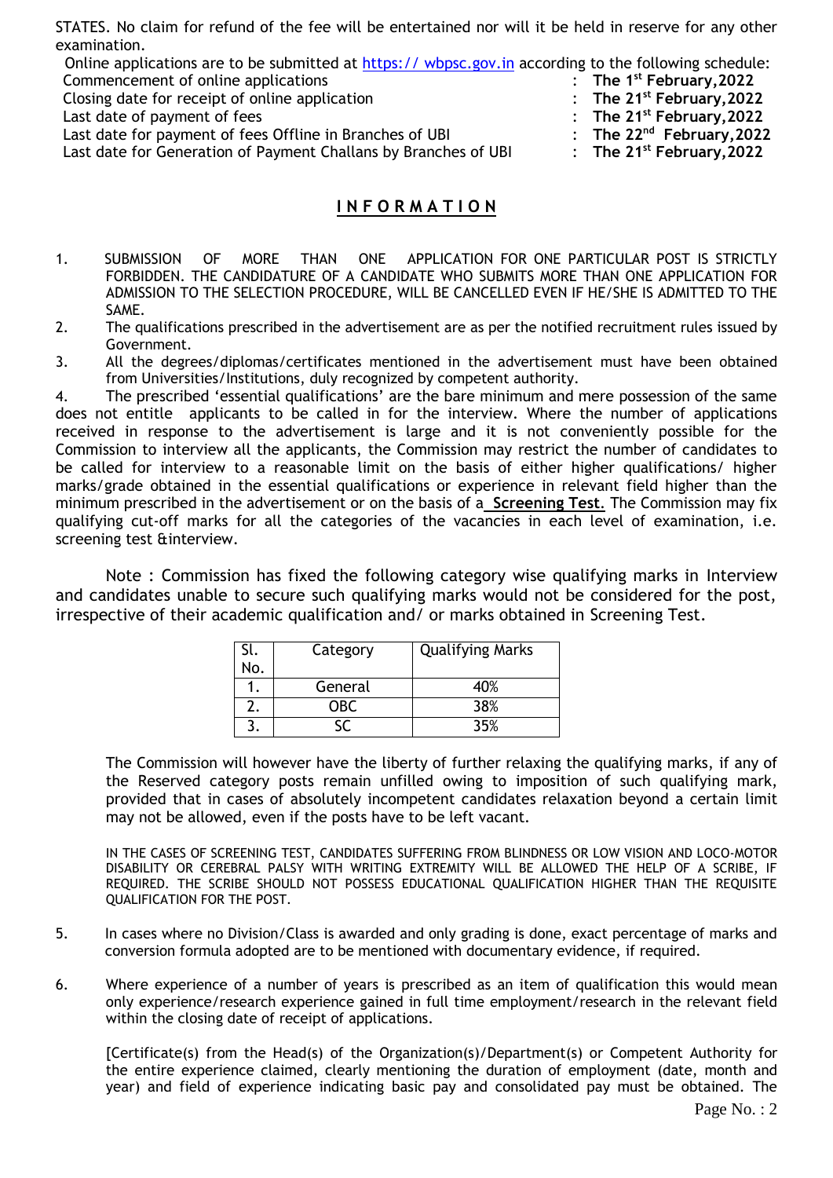STATES. No claim for refund of the fee will be entertained nor will it be held in reserve for any other examination.

Online applications are to be submitted at https:// wbpsc.gov.in according to the following schedule:

| | | |
|---|---|---|
| Commencement of online applications | : | **The 1st February,2022** |
| Closing date for receipt of online application | : | **The 21st February,2022** |
| Last date of payment of fees | : | **The 21st February,2022** |
| Last date for payment of fees Offline in Branches of UBI | : | **The 22nd February,2022** |
| Last date for Generation of Payment Challans by Branches of UBI | : | **The 21st February,2022** |

## INFORMATION

1. SUBMISSION OF MORE THAN ONE APPLICATION FOR ONE PARTICULAR POST IS STRICTLY FORBIDDEN. THE CANDIDATURE OF A CANDIDATE WHO SUBMITS MORE THAN ONE APPLICATION FOR ADMISSION TO THE SELECTION PROCEDURE, WILL BE CANCELLED EVEN IF HE/SHE IS ADMITTED TO THE SAME.
2. The qualifications prescribed in the advertisement are as per the notified recruitment rules issued by Government.
3. All the degrees/diplomas/certificates mentioned in the advertisement must have been obtained from Universities/Institutions, duly recognized by competent authority.
4. The prescribed 'essential qualifications' are the bare minimum and mere possession of the same does not entitle applicants to be called in for the interview. Where the number of applications received in response to the advertisement is large and it is not conveniently possible for the Commission to interview all the applicants, the Commission may restrict the number of candidates to be called for interview to a reasonable limit on the basis of either higher qualifications/ higher marks/grade obtained in the essential qualifications or experience in relevant field higher than the minimum prescribed in the advertisement or on the basis of a **Screening Test**. The Commission may fix qualifying cut-off marks for all the categories of the vacancies in each level of examination, i.e. screening test &interview.

Note : Commission has fixed the following category wise qualifying marks in Interview and candidates unable to secure such qualifying marks would not be considered for the post, irrespective of their academic qualification and/ or marks obtained in Screening Test.

| Sl. No. | Category | Qualifying Marks |
|---|---|---|
| 1. | General | 40% |
| 2. | OBC | 38% |
| 3. | SC | 35% |

The Commission will however have the liberty of further relaxing the qualifying marks, if any of the Reserved category posts remain unfilled owing to imposition of such qualifying mark, provided that in cases of absolutely incompetent candidates relaxation beyond a certain limit may not be allowed, even if the posts have to be left vacant.

IN THE CASES OF SCREENING TEST, CANDIDATES SUFFERING FROM BLINDNESS OR LOW VISION AND LOCO-MOTOR DISABILITY OR CEREBRAL PALSY WITH WRITING EXTREMITY WILL BE ALLOWED THE HELP OF A SCRIBE, IF REQUIRED. THE SCRIBE SHOULD NOT POSSESS EDUCATIONAL QUALIFICATION HIGHER THAN THE REQUISITE QUALIFICATION FOR THE POST.

5. In cases where no Division/Class is awarded and only grading is done, exact percentage of marks and conversion formula adopted are to be mentioned with documentary evidence, if required.

6. Where experience of a number of years is prescribed as an item of qualification this would mean only experience/research experience gained in full time employment/research in the relevant field within the closing date of receipt of applications.

[Certificate(s) from the Head(s) of the Organization(s)/Department(s) or Competent Authority for the entire experience claimed, clearly mentioning the duration of employment (date, month and year) and field of experience indicating basic pay and consolidated pay must be obtained. The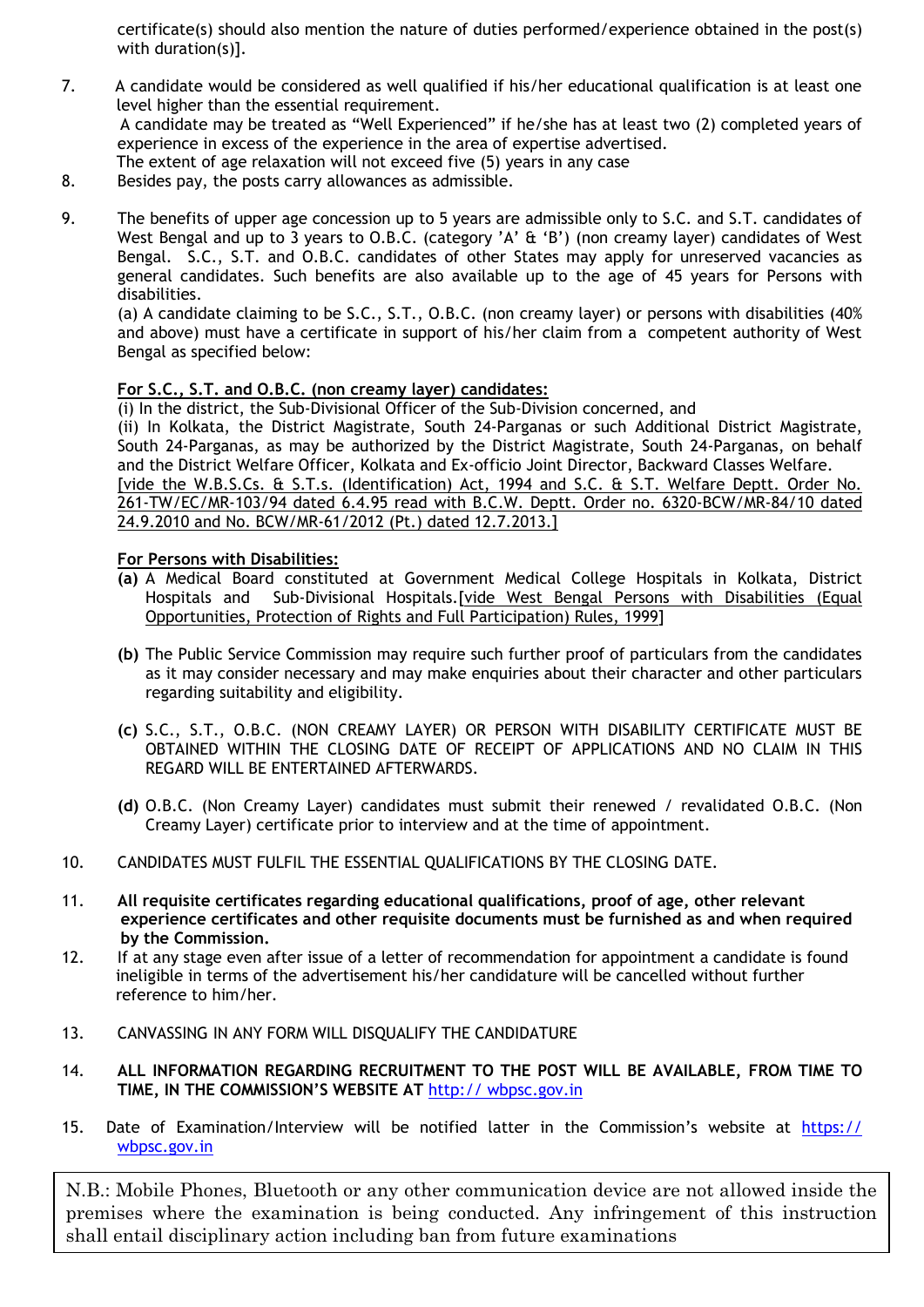certificate(s) should also mention the nature of duties performed/experience obtained in the post(s) with duration(s)].

7. A candidate would be considered as well qualified if his/her educational qualification is at least one level higher than the essential requirement.
   A candidate may be treated as "Well Experienced" if he/she has at least two (2) completed years of experience in excess of the experience in the area of expertise advertised.
   The extent of age relaxation will not exceed five (5) years in any case
8. Besides pay, the posts carry allowances as admissible.

9. The benefits of upper age concession up to 5 years are admissible only to S.C. and S.T. candidates of West Bengal and up to 3 years to O.B.C. (category 'A' & 'B') (non creamy layer) candidates of West Bengal. S.C., S.T. and O.B.C. candidates of other States may apply for unreserved vacancies as general candidates. Such benefits are also available up to the age of 45 years for Persons with disabilities.
   (a) A candidate claiming to be S.C., S.T., O.B.C. (non creamy layer) or persons with disabilities (40% and above) must have a certificate in support of his/her claim from a competent authority of West Bengal as specified below:

   **For S.C., S.T. and O.B.C. (non creamy layer) candidates:**
   (i) In the district, the Sub-Divisional Officer of the Sub-Division concerned, and
   (ii) In Kolkata, the District Magistrate, South 24-Parganas or such Additional District Magistrate, South 24-Parganas, as may be authorized by the District Magistrate, South 24-Parganas, on behalf and the District Welfare Officer, Kolkata and Ex-officio Joint Director, Backward Classes Welfare.
   [vide the W.B.S.Cs. & S.T.s. (Identification) Act, 1994 and S.C. & S.T. Welfare Deptt. Order No. 261-TW/EC/MR-103/94 dated 6.4.95 read with B.C.W. Deptt. Order no. 6320-BCW/MR-84/10 dated 24.9.2010 and No. BCW/MR-61/2012 (Pt.) dated 12.7.2013.]

   **For Persons with Disabilities:**
   **(a)** A Medical Board constituted at Government Medical College Hospitals in Kolkata, District Hospitals and Sub-Divisional Hospitals.[vide West Bengal Persons with Disabilities (Equal Opportunities, Protection of Rights and Full Participation) Rules, 1999]

   **(b)** The Public Service Commission may require such further proof of particulars from the candidates as it may consider necessary and may make enquiries about their character and other particulars regarding suitability and eligibility.

   **(c)** S.C., S.T., O.B.C. (NON CREAMY LAYER) OR PERSON WITH DISABILITY CERTIFICATE MUST BE OBTAINED WITHIN THE CLOSING DATE OF RECEIPT OF APPLICATIONS AND NO CLAIM IN THIS REGARD WILL BE ENTERTAINED AFTERWARDS.

   **(d)** O.B.C. (Non Creamy Layer) candidates must submit their renewed / revalidated O.B.C. (Non Creamy Layer) certificate prior to interview and at the time of appointment.

10. CANDIDATES MUST FULFIL THE ESSENTIAL QUALIFICATIONS BY THE CLOSING DATE.

11. **All requisite certificates regarding educational qualifications, proof of age, other relevant experience certificates and other requisite documents must be furnished as and when required by the Commission.**
12. If at any stage even after issue of a letter of recommendation for appointment a candidate is found ineligible in terms of the advertisement his/her candidature will be cancelled without further reference to him/her.

13. CANVASSING IN ANY FORM WILL DISQUALIFY THE CANDIDATURE

14. **ALL INFORMATION REGARDING RECRUITMENT TO THE POST WILL BE AVAILABLE, FROM TIME TO TIME, IN THE COMMISSION'S WEBSITE AT** http:// wbpsc.gov.in

15. Date of Examination/Interview will be notified latter in the Commission's website at https:// wbpsc.gov.in

N.B.: Mobile Phones, Bluetooth or any other communication device are not allowed inside the premises where the examination is being conducted. Any infringement of this instruction shall entail disciplinary action including ban from future examinations